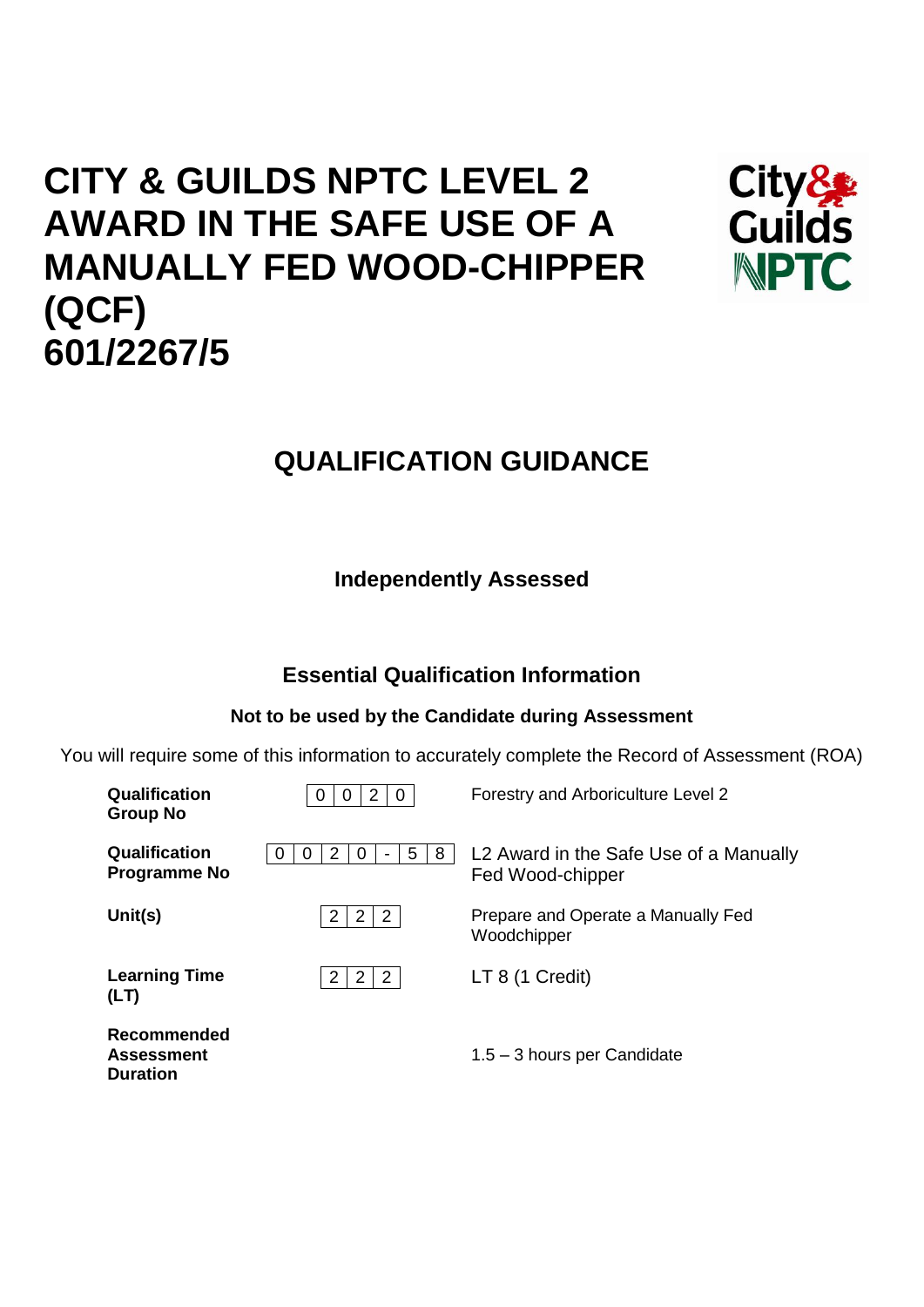# CITY & GUILDS NPTC LEVEL 2 AWARD IN THE SAFE USE OF A MANUALLY FED WOOD-CHIPPER (QCF) 601/2267/5

## QUALIFICATION GUIDANCE

### Independently Assessed

### Essential Qualification Information

**Not to be used by the Candidate during Assessment**

You will require some of this information to accurately complete the Record of Assessment (ROA)

| | | |
|---|---|---|
| **Qualification Group No** | 0 0 2 0 | Forestry and Arboriculture Level 2 |
| **Qualification Programme No** | 0 0 2 0 - 5 8 | L2 Award in the Safe Use of a Manually Fed Wood-chipper |
| **Unit(s)** | 2 2 2 | Prepare and Operate a Manually Fed Woodchipper |
| **Learning Time (LT)** | 2 2 2 | LT 8 (1 Credit) |
| **Recommended Assessment Duration** | | 1.5 – 3 hours per Candidate |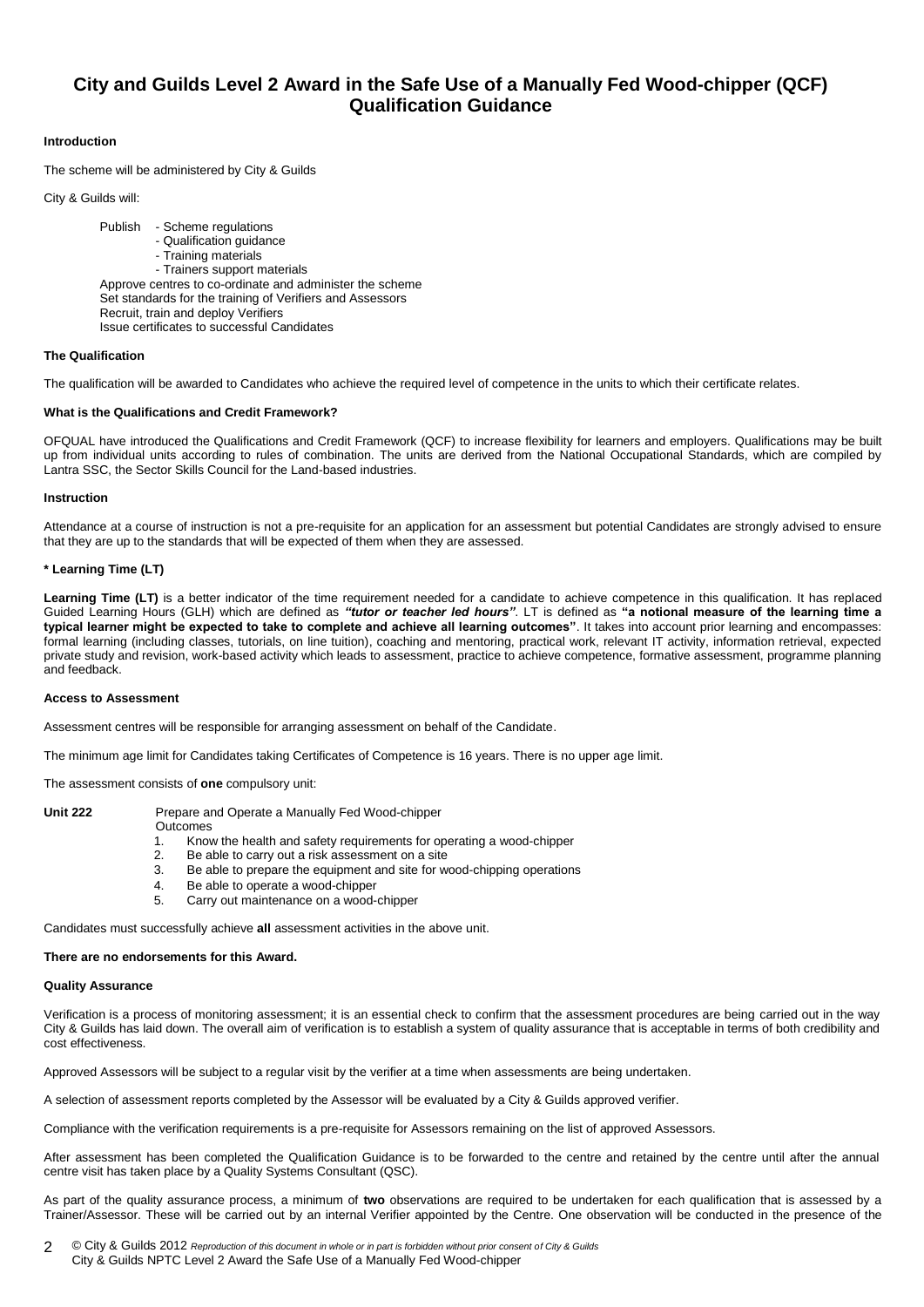# City and Guilds Level 2 Award in the Safe Use of a Manually Fed Wood-chipper (QCF) Qualification Guidance

**Introduction**

The scheme will be administered by City & Guilds

City & Guilds will:

Publish
- Scheme regulations
- Qualification guidance
- Training materials
- Trainers support materials

Approve centres to co-ordinate and administer the scheme
Set standards for the training of Verifiers and Assessors
Recruit, train and deploy Verifiers
Issue certificates to successful Candidates

**The Qualification**

The qualification will be awarded to Candidates who achieve the required level of competence in the units to which their certificate relates.

**What is the Qualifications and Credit Framework?**

OFQUAL have introduced the Qualifications and Credit Framework (QCF) to increase flexibility for learners and employers. Qualifications may be built up from individual units according to rules of combination. The units are derived from the National Occupational Standards, which are compiled by Lantra SSC, the Sector Skills Council for the Land-based industries.

**Instruction**

Attendance at a course of instruction is not a pre-requisite for an application for an assessment but potential Candidates are strongly advised to ensure that they are up to the standards that will be expected of them when they are assessed.

**\* Learning Time (LT)**

**Learning Time (LT)** is a better indicator of the time requirement needed for a candidate to achieve competence in this qualification. It has replaced Guided Learning Hours (GLH) which are defined as ***"tutor or teacher led hours"***. LT is defined as **"a notional measure of the learning time a typical learner might be expected to take to complete and achieve all learning outcomes"**. It takes into account prior learning and encompasses: formal learning (including classes, tutorials, on line tuition), coaching and mentoring, practical work, relevant IT activity, information retrieval, expected private study and revision, work-based activity which leads to assessment, practice to achieve competence, formative assessment, programme planning and feedback.

**Access to Assessment**

Assessment centres will be responsible for arranging assessment on behalf of the Candidate.

The minimum age limit for Candidates taking Certificates of Competence is 16 years. There is no upper age limit.

The assessment consists of **one** compulsory unit:

**Unit 222** Prepare and Operate a Manually Fed Wood-chipper

Outcomes
1. Know the health and safety requirements for operating a wood-chipper
2. Be able to carry out a risk assessment on a site
3. Be able to prepare the equipment and site for wood-chipping operations
4. Be able to operate a wood-chipper
5. Carry out maintenance on a wood-chipper

Candidates must successfully achieve **all** assessment activities in the above unit.

**There are no endorsements for this Award.**

**Quality Assurance**

Verification is a process of monitoring assessment; it is an essential check to confirm that the assessment procedures are being carried out in the way City & Guilds has laid down. The overall aim of verification is to establish a system of quality assurance that is acceptable in terms of both credibility and cost effectiveness.

Approved Assessors will be subject to a regular visit by the verifier at a time when assessments are being undertaken.

A selection of assessment reports completed by the Assessor will be evaluated by a City & Guilds approved verifier.

Compliance with the verification requirements is a pre-requisite for Assessors remaining on the list of approved Assessors.

After assessment has been completed the Qualification Guidance is to be forwarded to the centre and retained by the centre until after the annual centre visit has taken place by a Quality Systems Consultant (QSC).

As part of the quality assurance process, a minimum of **two** observations are required to be undertaken for each qualification that is assessed by a Trainer/Assessor. These will be carried out by an internal Verifier appointed by the Centre. One observation will be conducted in the presence of the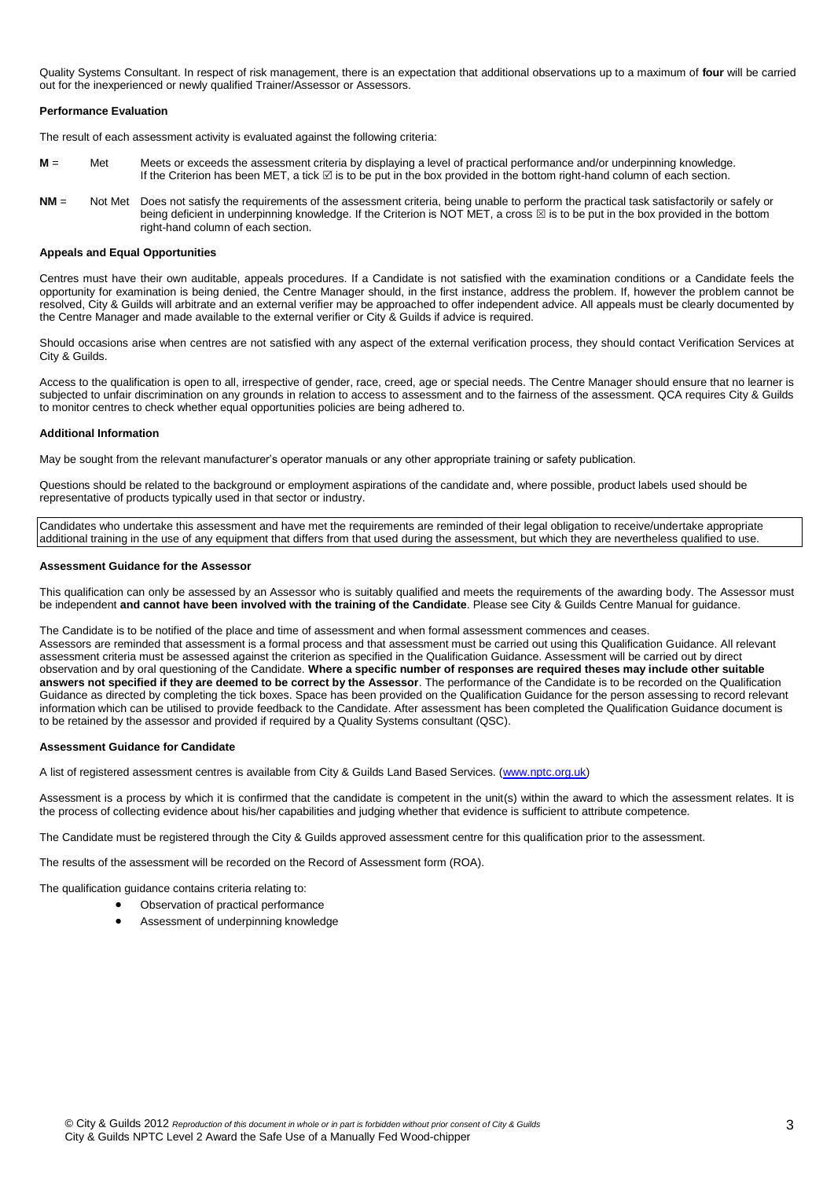Quality Systems Consultant. In respect of risk management, there is an expectation that additional observations up to a maximum of **four** will be carried out for the inexperienced or newly qualified Trainer/Assessor or Assessors.

**Performance Evaluation**

The result of each assessment activity is evaluated against the following criteria:

**M** = Met — Meets or exceeds the assessment criteria by displaying a level of practical performance and/or underpinning knowledge. If the Criterion has been MET, a tick ☑ is to be put in the box provided in the bottom right-hand column of each section.

**NM** = Not Met — Does not satisfy the requirements of the assessment criteria, being unable to perform the practical task satisfactorily or safely or being deficient in underpinning knowledge. If the Criterion is NOT MET, a cross ☒ is to be put in the box provided in the bottom right-hand column of each section.

**Appeals and Equal Opportunities**

Centres must have their own auditable, appeals procedures. If a Candidate is not satisfied with the examination conditions or a Candidate feels the opportunity for examination is being denied, the Centre Manager should, in the first instance, address the problem. If, however the problem cannot be resolved, City & Guilds will arbitrate and an external verifier may be approached to offer independent advice. All appeals must be clearly documented by the Centre Manager and made available to the external verifier or City & Guilds if advice is required.

Should occasions arise when centres are not satisfied with any aspect of the external verification process, they should contact Verification Services at City & Guilds.

Access to the qualification is open to all, irrespective of gender, race, creed, age or special needs. The Centre Manager should ensure that no learner is subjected to unfair discrimination on any grounds in relation to access to assessment and to the fairness of the assessment. QCA requires City & Guilds to monitor centres to check whether equal opportunities policies are being adhered to.

**Additional Information**

May be sought from the relevant manufacturer's operator manuals or any other appropriate training or safety publication.

Questions should be related to the background or employment aspirations of the candidate and, where possible, product labels used should be representative of products typically used in that sector or industry.

Candidates who undertake this assessment and have met the requirements are reminded of their legal obligation to receive/undertake appropriate additional training in the use of any equipment that differs from that used during the assessment, but which they are nevertheless qualified to use.

**Assessment Guidance for the Assessor**

This qualification can only be assessed by an Assessor who is suitably qualified and meets the requirements of the awarding body. The Assessor must be independent **and cannot have been involved with the training of the Candidate**. Please see City & Guilds Centre Manual for guidance.

The Candidate is to be notified of the place and time of assessment and when formal assessment commences and ceases.
Assessors are reminded that assessment is a formal process and that assessment must be carried out using this Qualification Guidance. All relevant assessment criteria must be assessed against the criterion as specified in the Qualification Guidance. Assessment will be carried out by direct observation and by oral questioning of the Candidate. **Where a specific number of responses are required theses may include other suitable answers not specified if they are deemed to be correct by the Assessor**. The performance of the Candidate is to be recorded on the Qualification Guidance as directed by completing the tick boxes. Space has been provided on the Qualification Guidance for the person assessing to record relevant information which can be utilised to provide feedback to the Candidate. After assessment has been completed the Qualification Guidance document is to be retained by the assessor and provided if required by a Quality Systems consultant (QSC).

**Assessment Guidance for Candidate**

A list of registered assessment centres is available from City & Guilds Land Based Services. (www.nptc.org.uk)

Assessment is a process by which it is confirmed that the candidate is competent in the unit(s) within the award to which the assessment relates. It is the process of collecting evidence about his/her capabilities and judging whether that evidence is sufficient to attribute competence.

The Candidate must be registered through the City & Guilds approved assessment centre for this qualification prior to the assessment.

The results of the assessment will be recorded on the Record of Assessment form (ROA).

The qualification guidance contains criteria relating to:

- Observation of practical performance
- Assessment of underpinning knowledge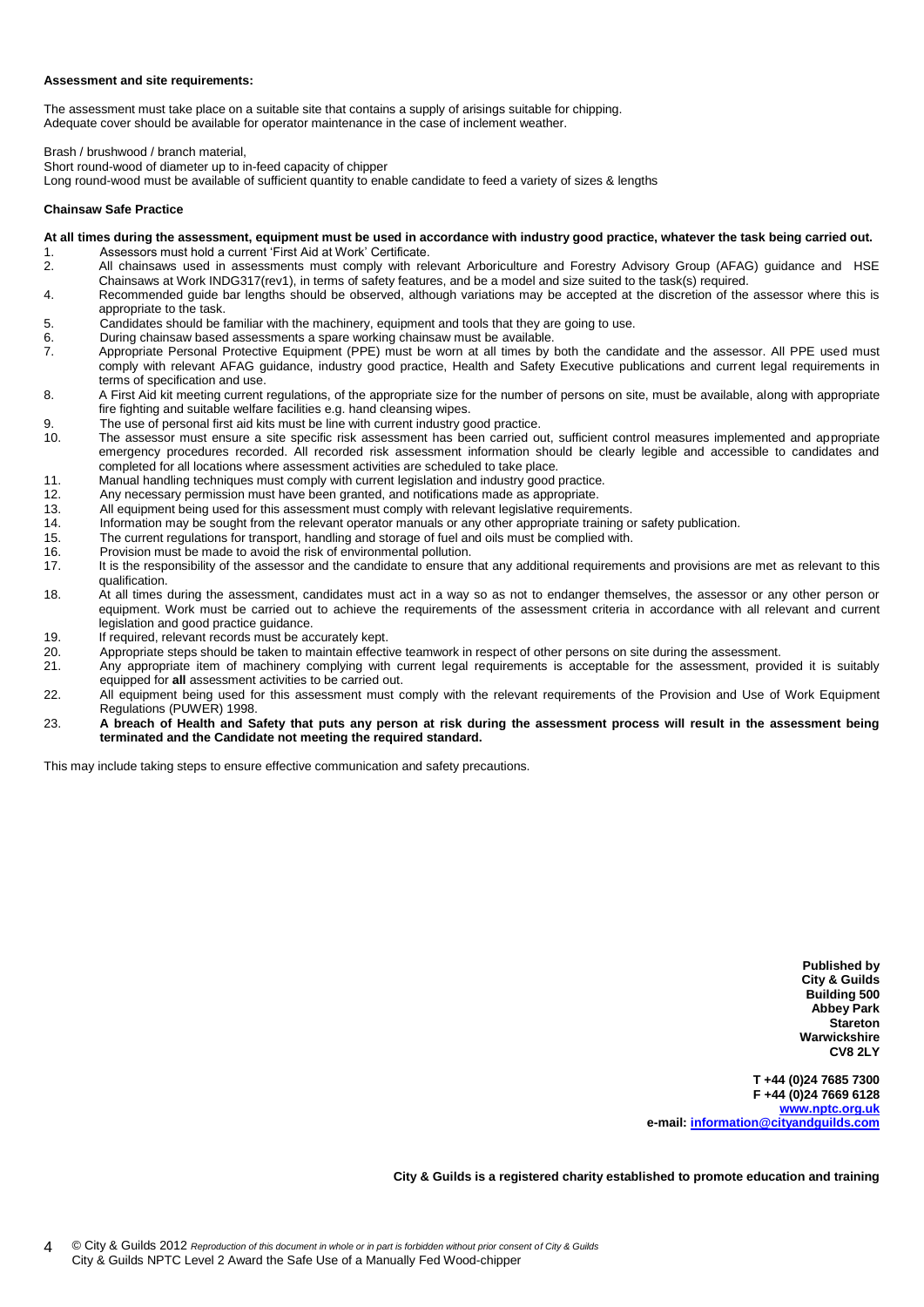**Assessment and site requirements:**

The assessment must take place on a suitable site that contains a supply of arisings suitable for chipping.
Adequate cover should be available for operator maintenance in the case of inclement weather.

Brash / brushwood / branch material,
Short round-wood of diameter up to in-feed capacity of chipper
Long round-wood must be available of sufficient quantity to enable candidate to feed a variety of sizes & lengths

**Chainsaw Safe Practice**

**At all times during the assessment, equipment must be used in accordance with industry good practice, whatever the task being carried out.**

1. Assessors must hold a current 'First Aid at Work' Certificate.
2. All chainsaws used in assessments must comply with relevant Arboriculture and Forestry Advisory Group (AFAG) guidance and HSE Chainsaws at Work INDG317(rev1), in terms of safety features, and be a model and size suited to the task(s) required.
4. Recommended guide bar lengths should be observed, although variations may be accepted at the discretion of the assessor where this is appropriate to the task.
5. Candidates should be familiar with the machinery, equipment and tools that they are going to use.
6. During chainsaw based assessments a spare working chainsaw must be available.
7. Appropriate Personal Protective Equipment (PPE) must be worn at all times by both the candidate and the assessor. All PPE used must comply with relevant AFAG guidance, industry good practice, Health and Safety Executive publications and current legal requirements in terms of specification and use.
8. A First Aid kit meeting current regulations, of the appropriate size for the number of persons on site, must be available, along with appropriate fire fighting and suitable welfare facilities e.g. hand cleansing wipes.
9. The use of personal first aid kits must be line with current industry good practice.
10. The assessor must ensure a site specific risk assessment has been carried out, sufficient control measures implemented and appropriate emergency procedures recorded. All recorded risk assessment information should be clearly legible and accessible to candidates and completed for all locations where assessment activities are scheduled to take place.
11. Manual handling techniques must comply with current legislation and industry good practice.
12. Any necessary permission must have been granted, and notifications made as appropriate.
13. All equipment being used for this assessment must comply with relevant legislative requirements.
14. Information may be sought from the relevant operator manuals or any other appropriate training or safety publication.
15. The current regulations for transport, handling and storage of fuel and oils must be complied with.
16. Provision must be made to avoid the risk of environmental pollution.
17. It is the responsibility of the assessor and the candidate to ensure that any additional requirements and provisions are met as relevant to this qualification.
18. At all times during the assessment, candidates must act in a way so as not to endanger themselves, the assessor or any other person or equipment. Work must be carried out to achieve the requirements of the assessment criteria in accordance with all relevant and current legislation and good practice guidance.
19. If required, relevant records must be accurately kept.
20. Appropriate steps should be taken to maintain effective teamwork in respect of other persons on site during the assessment.
21. Any appropriate item of machinery complying with current legal requirements is acceptable for the assessment, provided it is suitably equipped for **all** assessment activities to be carried out.
22. All equipment being used for this assessment must comply with the relevant requirements of the Provision and Use of Work Equipment Regulations (PUWER) 1998.
23. **A breach of Health and Safety that puts any person at risk during the assessment process will result in the assessment being terminated and the Candidate not meeting the required standard.**

This may include taking steps to ensure effective communication and safety precautions.

**Published by**
**City & Guilds**
**Building 500**
**Abbey Park**
**Stareton**
**Warwickshire**
**CV8 2LY**

**T +44 (0)24 7685 7300**
**F +44 (0)24 7669 6128**
**www.nptc.org.uk**
**e-mail: information@cityandguilds.com**

**City & Guilds is a registered charity established to promote education and training**

© City & Guilds 2012 *Reproduction of this document in whole or in part is forbidden without prior consent of City & Guilds*
City & Guilds NPTC Level 2 Award the Safe Use of a Manually Fed Wood-chipper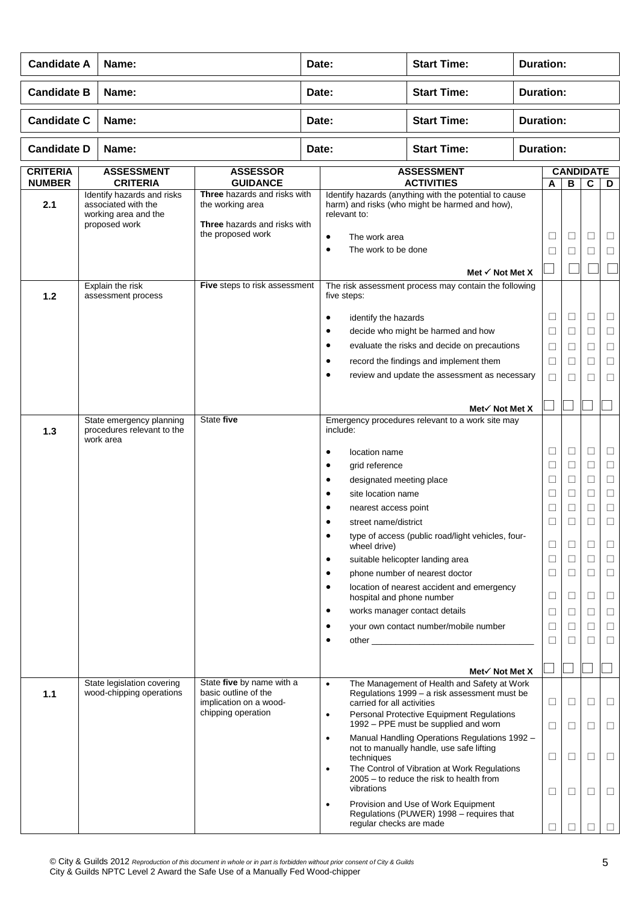| Candidate A | Name: | Date: | Start Time: | Duration: |
|---|---|---|---|---|
| **Candidate B** | **Name:** | **Date:** | **Start Time:** | **Duration:** |
| **Candidate C** | **Name:** | **Date:** | **Start Time:** | **Duration:** |
| **Candidate D** | **Name:** | **Date:** | **Start Time:** | **Duration:** |

| CRITERIA NUMBER | ASSESSMENT CRITERIA | ASSESSOR GUIDANCE | ASSESSMENT ACTIVITIES | CANDIDATE A | B | C | D |
|---|---|---|---|---|---|---|---|
| **2.1** | Identify hazards and risks associated with the working area and the proposed work | **Three** hazards and risks with the working area<br><br>**Three** hazards and risks with the proposed work | Identify hazards (anything with the potential to cause harm) and risks (who might be harmed and how), relevant to: | | | | |
| | | | • The work area | ☐ | ☐ | ☐ | ☐ |
| | | | • The work to be done | ☐ | ☐ | ☐ | ☐ |
| | | | **Met ✓ Not Met X** | ☐ | ☐ | ☐ | ☐ |
| **1.2** | Explain the risk assessment process | **Five** steps to risk assessment | The risk assessment process may contain the following five steps: | | | | |
| | | | • identify the hazards | ☐ | ☐ | ☐ | ☐ |
| | | | • decide who might be harmed and how | ☐ | ☐ | ☐ | ☐ |
| | | | • evaluate the risks and decide on precautions | ☐ | ☐ | ☐ | ☐ |
| | | | • record the findings and implement them | ☐ | ☐ | ☐ | ☐ |
| | | | • review and update the assessment as necessary | ☐ | ☐ | ☐ | ☐ |
| | | | **Met✓ Not Met X** | ☐ | ☐ | ☐ | ☐ |
| **1.3** | State emergency planning procedures relevant to the work area | State **five** | Emergency procedures relevant to a work site may include: | | | | |
| | | | • location name | ☐ | ☐ | ☐ | ☐ |
| | | | • grid reference | ☐ | ☐ | ☐ | ☐ |
| | | | • designated meeting place | ☐ | ☐ | ☐ | ☐ |
| | | | • site location name | ☐ | ☐ | ☐ | ☐ |
| | | | • nearest access point | ☐ | ☐ | ☐ | ☐ |
| | | | • street name/district | ☐ | ☐ | ☐ | ☐ |
| | | | • type of access (public road/light vehicles, four-wheel drive) | ☐ | ☐ | ☐ | ☐ |
| | | | • suitable helicopter landing area | ☐ | ☐ | ☐ | ☐ |
| | | | • phone number of nearest doctor | ☐ | ☐ | ☐ | ☐ |
| | | | • location of nearest accident and emergency hospital and phone number | ☐ | ☐ | ☐ | ☐ |
| | | | • works manager contact details | ☐ | ☐ | ☐ | ☐ |
| | | | • your own contact number/mobile number | ☐ | ☐ | ☐ | ☐ |
| | | | • other ______________________________ | ☐ | ☐ | ☐ | ☐ |
| | | | **Met✓ Not Met X** | ☐ | ☐ | ☐ | ☐ |
| **1.1** | State legislation covering wood-chipping operations | State **five** by name with a basic outline of the implication on a wood-chipping operation | • The Management of Health and Safety at Work Regulations 1999 – a risk assessment must be carried for all activities | ☐ | ☐ | ☐ | ☐ |
| | | | • Personal Protective Equipment Regulations 1992 – PPE must be supplied and worn | ☐ | ☐ | ☐ | ☐ |
| | | | • Manual Handling Operations Regulations 1992 – not to manually handle, use safe lifting techniques | ☐ | ☐ | ☐ | ☐ |
| | | | • The Control of Vibration at Work Regulations 2005 – to reduce the risk to health from vibrations | ☐ | ☐ | ☐ | ☐ |
| | | | • Provision and Use of Work Equipment Regulations (PUWER) 1998 – requires that regular checks are made | ☐ | ☐ | ☐ | ☐ |

© City & Guilds 2012 *Reproduction of this document in whole or in part is forbidden without prior consent of City & Guilds*
City & Guilds NPTC Level 2 Award the Safe Use of a Manually Fed Wood-chipper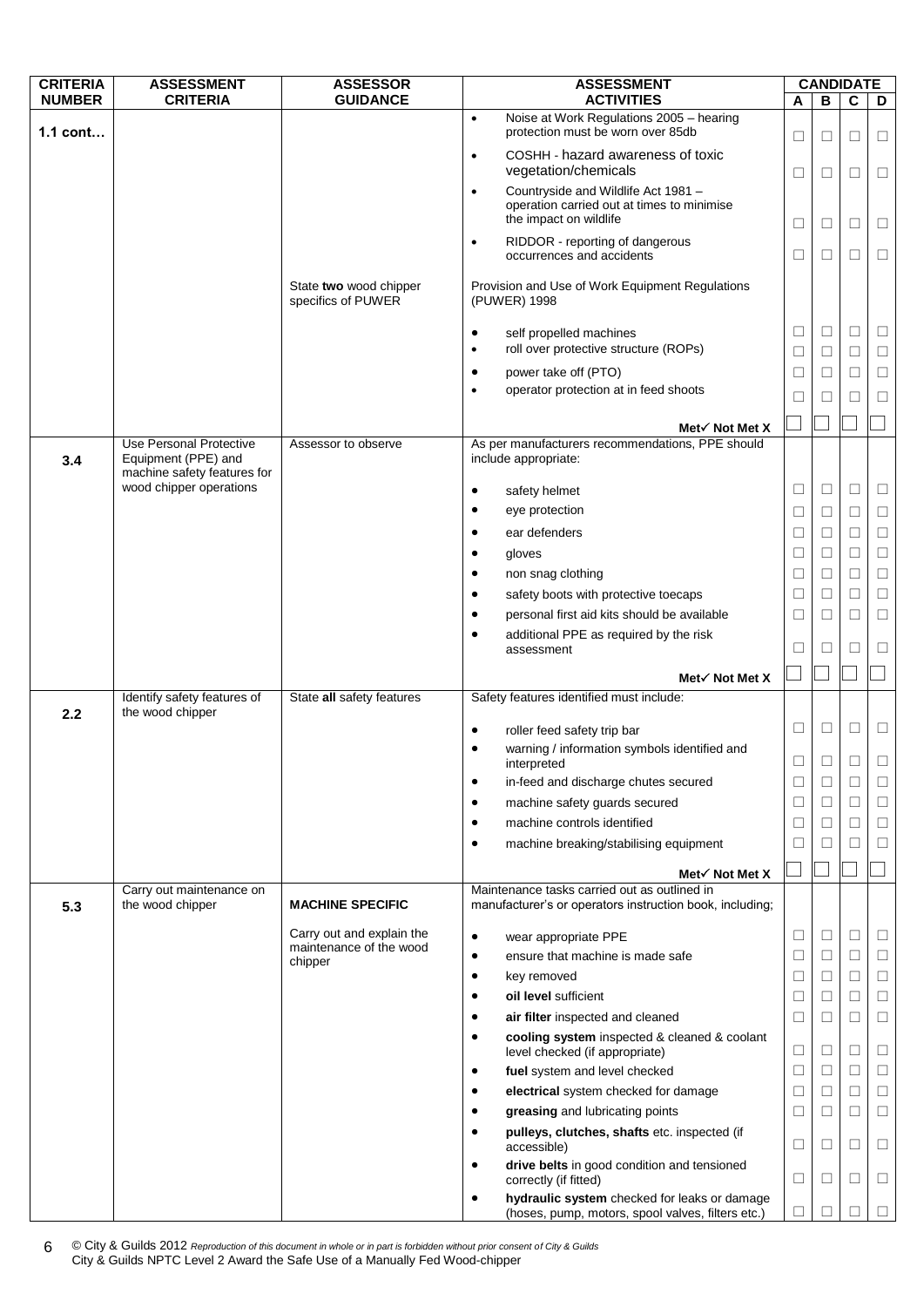| CRITERIA NUMBER | ASSESSMENT CRITERIA | ASSESSOR GUIDANCE | ASSESSMENT ACTIVITIES | CANDIDATE A | B | C | D |
|---|---|---|---|---|---|---|---|
| 1.1 cont… | | | • Noise at Work Regulations 2005 – hearing protection must be worn over 85db | ☐ | ☐ | ☐ | ☐ |
| | | | • COSHH - hazard awareness of toxic vegetation/chemicals | ☐ | ☐ | ☐ | ☐ |
| | | | • Countryside and Wildlife Act 1981 – operation carried out at times to minimise the impact on wildlife | ☐ | ☐ | ☐ | ☐ |
| | | | • RIDDOR - reporting of dangerous occurrences and accidents | ☐ | ☐ | ☐ | ☐ |
| | | State **two** wood chipper specifics of PUWER | Provision and Use of Work Equipment Regulations (PUWER) 1998 | | | | |
| | | | • self propelled machines | ☐ | ☐ | ☐ | ☐ |
| | | | • roll over protective structure (ROPs) | ☐ | ☐ | ☐ | ☐ |
| | | | • power take off (PTO) | ☐ | ☐ | ☐ | ☐ |
| | | | • operator protection at in feed shoots | ☐ | ☐ | ☐ | ☐ |
| | | | **Met✓ Not Met X** | ☐ | ☐ | ☐ | ☐ |
| 3.4 | Use Personal Protective Equipment (PPE) and machine safety features for wood chipper operations | Assessor to observe | As per manufacturers recommendations, PPE should include appropriate: | | | | |
| | | | • safety helmet | ☐ | ☐ | ☐ | ☐ |
| | | | • eye protection | ☐ | ☐ | ☐ | ☐ |
| | | | • ear defenders | ☐ | ☐ | ☐ | ☐ |
| | | | • gloves | ☐ | ☐ | ☐ | ☐ |
| | | | • non snag clothing | ☐ | ☐ | ☐ | ☐ |
| | | | • safety boots with protective toecaps | ☐ | ☐ | ☐ | ☐ |
| | | | • personal first aid kits should be available | ☐ | ☐ | ☐ | ☐ |
| | | | • additional PPE as required by the risk assessment | ☐ | ☐ | ☐ | ☐ |
| | | | **Met✓ Not Met X** | ☐ | ☐ | ☐ | ☐ |
| 2.2 | Identify safety features of the wood chipper | State **all** safety features | Safety features identified must include: | | | | |
| | | | • roller feed safety trip bar | ☐ | ☐ | ☐ | ☐ |
| | | | • warning / information symbols identified and interpreted | ☐ | ☐ | ☐ | ☐ |
| | | | • in-feed and discharge chutes secured | ☐ | ☐ | ☐ | ☐ |
| | | | • machine safety guards secured | ☐ | ☐ | ☐ | ☐ |
| | | | • machine controls identified | ☐ | ☐ | ☐ | ☐ |
| | | | • machine breaking/stabilising equipment | ☐ | ☐ | ☐ | ☐ |
| | | | **Met✓ Not Met X** | ☐ | ☐ | ☐ | ☐ |
| 5.3 | Carry out maintenance on the wood chipper | **MACHINE SPECIFIC** | Maintenance tasks carried out as outlined in manufacturer's or operators instruction book, including; | | | | |
| | | Carry out and explain the maintenance of the wood chipper | • wear appropriate PPE | ☐ | ☐ | ☐ | ☐ |
| | | | • ensure that machine is made safe | ☐ | ☐ | ☐ | ☐ |
| | | | • key removed | ☐ | ☐ | ☐ | ☐ |
| | | | • **oil level** sufficient | ☐ | ☐ | ☐ | ☐ |
| | | | • **air filter** inspected and cleaned | ☐ | ☐ | ☐ | ☐ |
| | | | • **cooling system** inspected & cleaned & coolant level checked (if appropriate) | ☐ | ☐ | ☐ | ☐ |
| | | | • **fuel** system and level checked | ☐ | ☐ | ☐ | ☐ |
| | | | • **electrical** system checked for damage | ☐ | ☐ | ☐ | ☐ |
| | | | • **greasing** and lubricating points | ☐ | ☐ | ☐ | ☐ |
| | | | • **pulleys, clutches, shafts** etc. inspected (if accessible) | ☐ | ☐ | ☐ | ☐ |
| | | | • **drive belts** in good condition and tensioned correctly (if fitted) | ☐ | ☐ | ☐ | ☐ |
| | | | • **hydraulic system** checked for leaks or damage (hoses, pump, motors, spool valves, filters etc.) | ☐ | ☐ | ☐ | ☐ |

© City & Guilds 2012 *Reproduction of this document in whole or in part is forbidden without prior consent of City & Guilds*
City & Guilds NPTC Level 2 Award the Safe Use of a Manually Fed Wood-chipper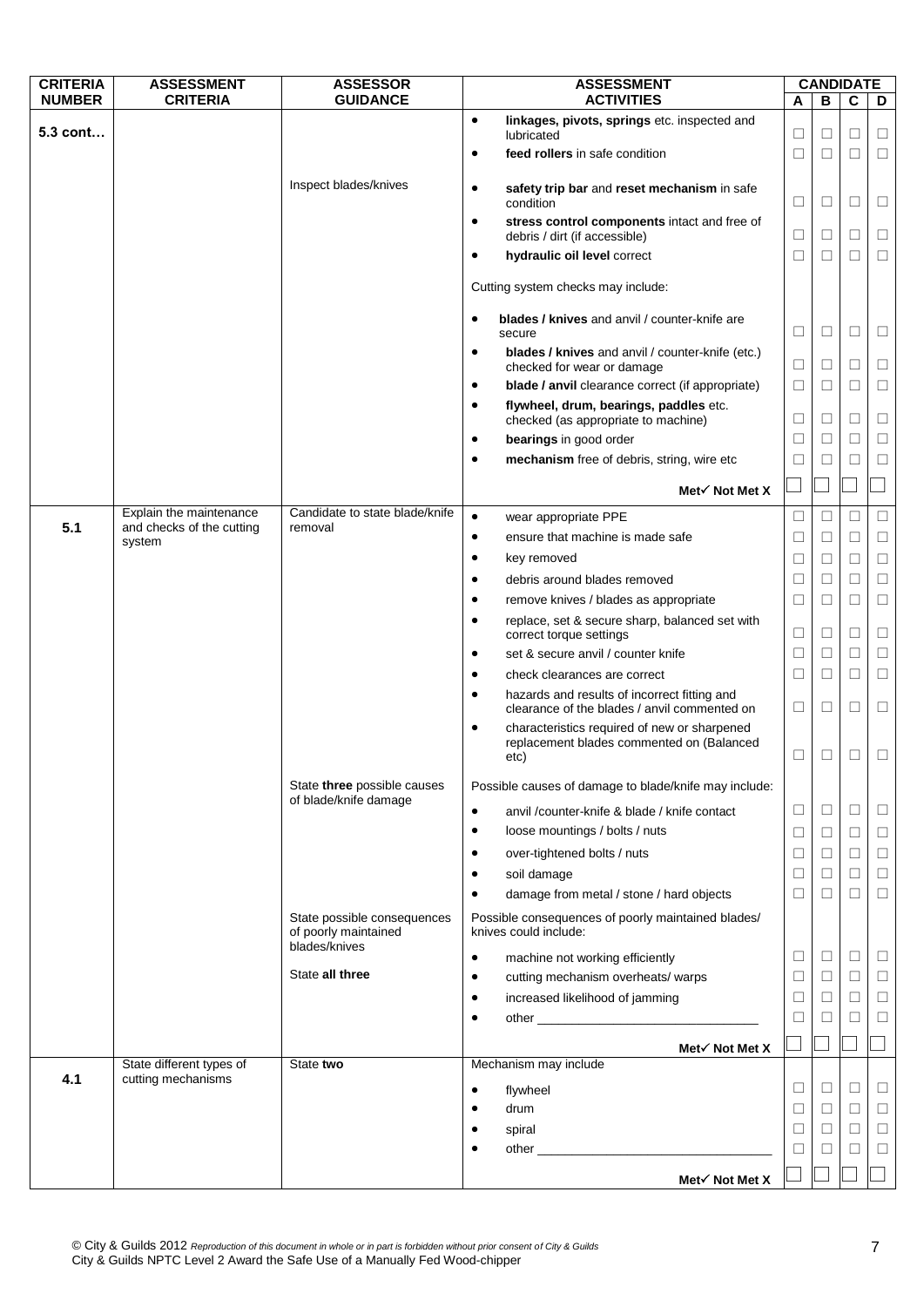| CRITERIA NUMBER | ASSESSMENT CRITERIA | ASSESSOR GUIDANCE | ASSESSMENT ACTIVITIES | CANDIDATE A | B | C | D |
|---|---|---|---|---|---|---|---|
| **5.3 cont…** | | | • **linkages, pivots, springs** etc. inspected and lubricated | ☐ | ☐ | ☐ | ☐ |
| | | | • **feed rollers** in safe condition | ☐ | ☐ | ☐ | ☐ |
| | | Inspect blades/knives | • **safety trip bar** and **reset mechanism** in safe condition | ☐ | ☐ | ☐ | ☐ |
| | | | • **stress control components** intact and free of debris / dirt (if accessible) | ☐ | ☐ | ☐ | ☐ |
| | | | • **hydraulic oil level** correct | ☐ | ☐ | ☐ | ☐ |
| | | | Cutting system checks may include: | | | | |
| | | | • **blades / knives** and anvil / counter-knife are secure | ☐ | ☐ | ☐ | ☐ |
| | | | • **blades / knives** and anvil / counter-knife (etc.) checked for wear or damage | ☐ | ☐ | ☐ | ☐ |
| | | | • **blade / anvil** clearance correct (if appropriate) | ☐ | ☐ | ☐ | ☐ |
| | | | • **flywheel, drum, bearings, paddles** etc. checked (as appropriate to machine) | ☐ | ☐ | ☐ | ☐ |
| | | | • **bearings** in good order | ☐ | ☐ | ☐ | ☐ |
| | | | • **mechanism** free of debris, string, wire etc | ☐ | ☐ | ☐ | ☐ |
| | | | **Met✓ Not Met X** | ☐ | ☐ | ☐ | ☐ |
| **5.1** | Explain the maintenance and checks of the cutting system | Candidate to state blade/knife removal | • wear appropriate PPE | ☐ | ☐ | ☐ | ☐ |
| | | | • ensure that machine is made safe | ☐ | ☐ | ☐ | ☐ |
| | | | • key removed | ☐ | ☐ | ☐ | ☐ |
| | | | • debris around blades removed | ☐ | ☐ | ☐ | ☐ |
| | | | • remove knives / blades as appropriate | ☐ | ☐ | ☐ | ☐ |
| | | | • replace, set & secure sharp, balanced set with correct torque settings | ☐ | ☐ | ☐ | ☐ |
| | | | • set & secure anvil / counter knife | ☐ | ☐ | ☐ | ☐ |
| | | | • check clearances are correct | ☐ | ☐ | ☐ | ☐ |
| | | | • hazards and results of incorrect fitting and clearance of the blades / anvil commented on | ☐ | ☐ | ☐ | ☐ |
| | | | • characteristics required of new or sharpened replacement blades commented on (Balanced etc) | ☐ | ☐ | ☐ | ☐ |
| | | State **three** possible causes of blade/knife damage | Possible causes of damage to blade/knife may include: | | | | |
| | | | • anvil /counter-knife & blade / knife contact | ☐ | ☐ | ☐ | ☐ |
| | | | • loose mountings / bolts / nuts | ☐ | ☐ | ☐ | ☐ |
| | | | • over-tightened bolts / nuts | ☐ | ☐ | ☐ | ☐ |
| | | | • soil damage | ☐ | ☐ | ☐ | ☐ |
| | | | • damage from metal / stone / hard objects | ☐ | ☐ | ☐ | ☐ |
| | | State possible consequences of poorly maintained blades/knives | Possible consequences of poorly maintained blades/ knives could include: | | | | |
| | | | • machine not working efficiently | ☐ | ☐ | ☐ | ☐ |
| | | State **all three** | • cutting mechanism overheats/ warps | ☐ | ☐ | ☐ | ☐ |
| | | | • increased likelihood of jamming | ☐ | ☐ | ☐ | ☐ |
| | | | • other ______________________________ | ☐ | ☐ | ☐ | ☐ |
| | | | **Met✓ Not Met X** | ☐ | ☐ | ☐ | ☐ |
| **4.1** | State different types of cutting mechanisms | State **two** | Mechanism may include | | | | |
| | | | • flywheel | ☐ | ☐ | ☐ | ☐ |
| | | | • drum | ☐ | ☐ | ☐ | ☐ |
| | | | • spiral | ☐ | ☐ | ☐ | ☐ |
| | | | • other ______________________________ | ☐ | ☐ | ☐ | ☐ |
| | | | **Met✓ Not Met X** | ☐ | ☐ | ☐ | ☐ |

© City & Guilds 2012 *Reproduction of this document in whole or in part is forbidden without prior consent of City & Guilds*
City & Guilds NPTC Level 2 Award the Safe Use of a Manually Fed Wood-chipper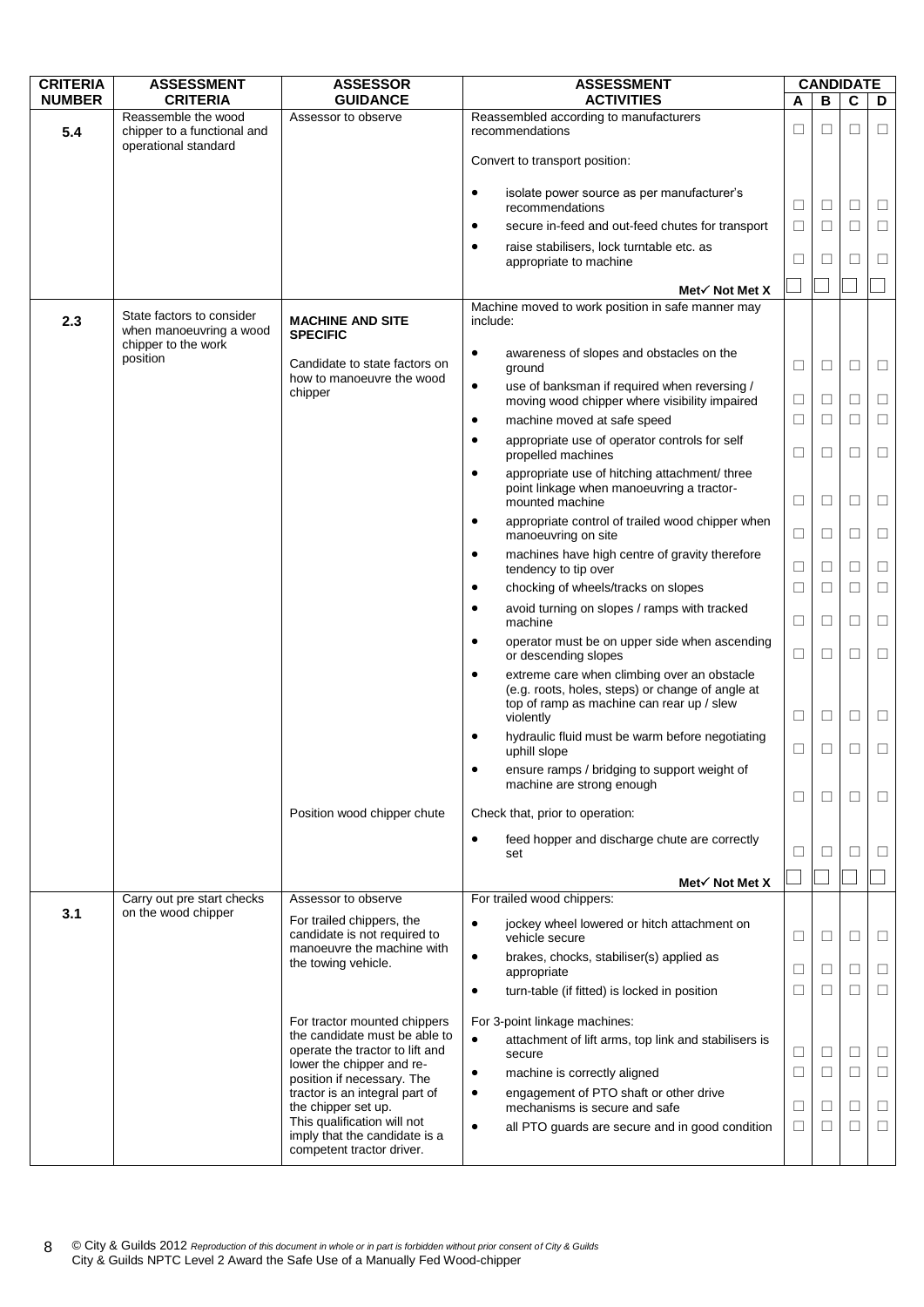| CRITERIA NUMBER | ASSESSMENT CRITERIA | ASSESSOR GUIDANCE | ASSESSMENT ACTIVITIES | CANDIDATE A | B | C | D |
|---|---|---|---|---|---|---|---|
| **5.4** | Reassemble the wood chipper to a functional and operational standard | Assessor to observe | Reassembled according to manufacturers recommendations | ☐ | ☐ | ☐ | ☐ |
| | | | Convert to transport position: | | | | |
| | | | • isolate power source as per manufacturer's recommendations | ☐ | ☐ | ☐ | ☐ |
| | | | • secure in-feed and out-feed chutes for transport | ☐ | ☐ | ☐ | ☐ |
| | | | • raise stabilisers, lock turntable etc. as appropriate to machine | ☐ | ☐ | ☐ | ☐ |
| | | | **Met✓ Not Met X** | ☐ | ☐ | ☐ | ☐ |
| **2.3** | State factors to consider when manoeuvring a wood chipper to the work position | **MACHINE AND SITE SPECIFIC** | Machine moved to work position in safe manner may include: | | | | |
| | | Candidate to state factors on how to manoeuvre the wood chipper | • awareness of slopes and obstacles on the ground | ☐ | ☐ | ☐ | ☐ |
| | | | • use of banksman if required when reversing / moving wood chipper where visibility impaired | ☐ | ☐ | ☐ | ☐ |
| | | | • machine moved at safe speed | ☐ | ☐ | ☐ | ☐ |
| | | | • appropriate use of operator controls for self propelled machines | ☐ | ☐ | ☐ | ☐ |
| | | | • appropriate use of hitching attachment/ three point linkage when manoeuvring a tractor-mounted machine | ☐ | ☐ | ☐ | ☐ |
| | | | • appropriate control of trailed wood chipper when manoeuvring on site | ☐ | ☐ | ☐ | ☐ |
| | | | • machines have high centre of gravity therefore tendency to tip over | ☐ | ☐ | ☐ | ☐ |
| | | | • chocking of wheels/tracks on slopes | ☐ | ☐ | ☐ | ☐ |
| | | | • avoid turning on slopes / ramps with tracked machine | ☐ | ☐ | ☐ | ☐ |
| | | | • operator must be on upper side when ascending or descending slopes | ☐ | ☐ | ☐ | ☐ |
| | | | • extreme care when climbing over an obstacle (e.g. roots, holes, steps) or change of angle at top of ramp as machine can rear up / slew violently | ☐ | ☐ | ☐ | ☐ |
| | | | • hydraulic fluid must be warm before negotiating uphill slope | ☐ | ☐ | ☐ | ☐ |
| | | | • ensure ramps / bridging to support weight of machine are strong enough | ☐ | ☐ | ☐ | ☐ |
| | | Position wood chipper chute | Check that, prior to operation: | | | | |
| | | | • feed hopper and discharge chute are correctly set | ☐ | ☐ | ☐ | ☐ |
| | | | **Met✓ Not Met X** | ☐ | ☐ | ☐ | ☐ |
| **3.1** | Carry out pre start checks on the wood chipper | Assessor to observe | For trailed wood chippers: | | | | |
| | | For trailed chippers, the candidate is not required to manoeuvre the machine with the towing vehicle. | • jockey wheel lowered or hitch attachment on vehicle secure | ☐ | ☐ | ☐ | ☐ |
| | | | • brakes, chocks, stabiliser(s) applied as appropriate | ☐ | ☐ | ☐ | ☐ |
| | | | • turn-table (if fitted) is locked in position | ☐ | ☐ | ☐ | ☐ |
| | | For tractor mounted chippers the candidate must be able to operate the tractor to lift and lower the chipper and re-position if necessary. The tractor is an integral part of the chipper set up. This qualification will not imply that the candidate is a competent tractor driver. | For 3-point linkage machines: | | | | |
| | | | • attachment of lift arms, top link and stabilisers is secure | ☐ | ☐ | ☐ | ☐ |
| | | | • machine is correctly aligned | ☐ | ☐ | ☐ | ☐ |
| | | | • engagement of PTO shaft or other drive mechanisms is secure and safe | ☐ | ☐ | ☐ | ☐ |
| | | | • all PTO guards are secure and in good condition | ☐ | ☐ | ☐ | ☐ |

© City & Guilds 2012 *Reproduction of this document in whole or in part is forbidden without prior consent of City & Guilds*
City & Guilds NPTC Level 2 Award the Safe Use of a Manually Fed Wood-chipper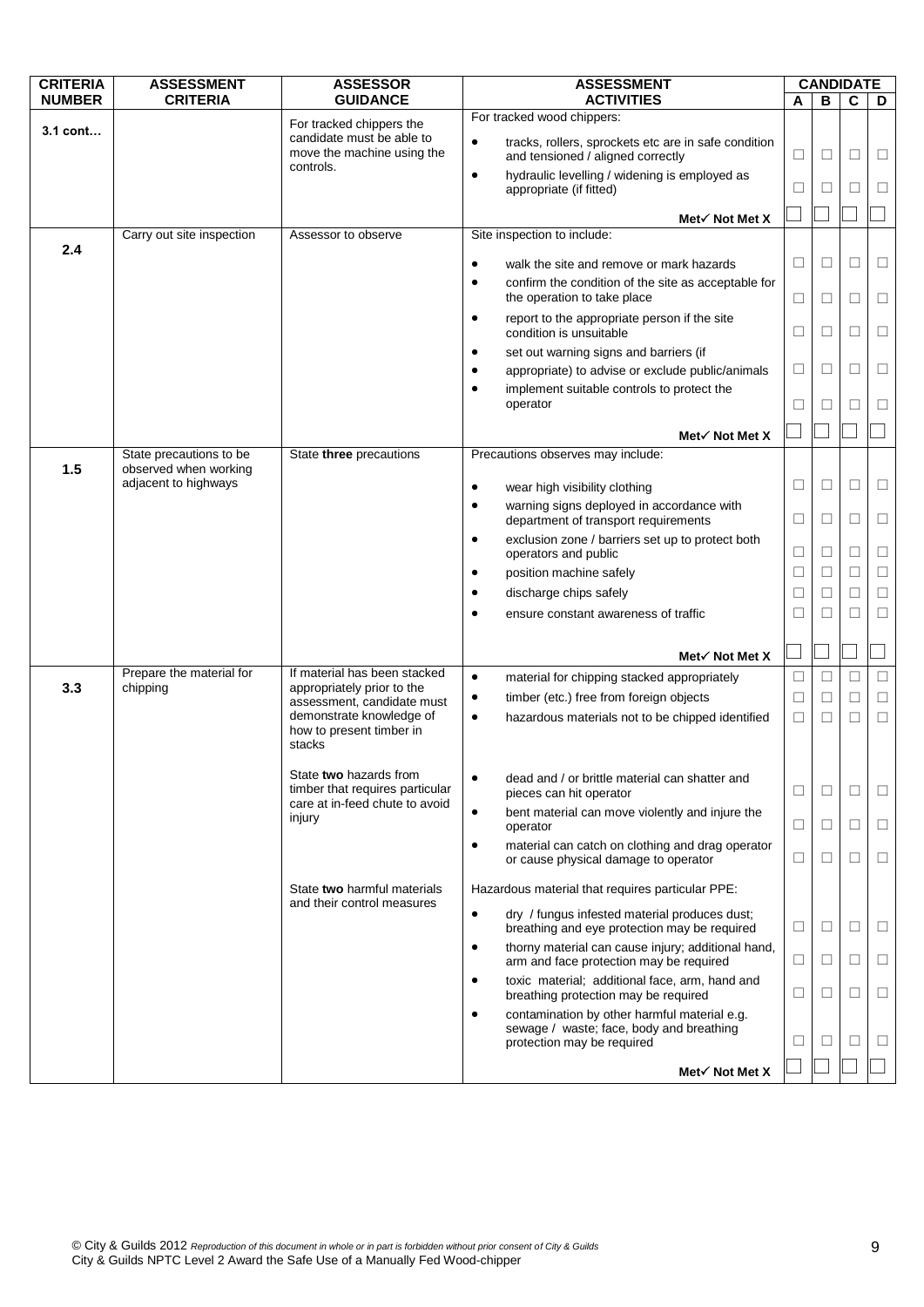| CRITERIA NUMBER | ASSESSMENT CRITERIA | ASSESSOR GUIDANCE | ASSESSMENT ACTIVITIES | CANDIDATE A | B | C | D |
|---|---|---|---|---|---|---|---|
| 3.1 cont… | | For tracked chippers the candidate must be able to move the machine using the controls. | For tracked wood chippers: | | | | |
| | | | • tracks, rollers, sprockets etc are in safe condition and tensioned / aligned correctly | ☐ | ☐ | ☐ | ☐ |
| | | | • hydraulic levelling / widening is employed as appropriate (if fitted) | ☐ | ☐ | ☐ | ☐ |
| | | | **Met✓ Not Met X** | ☐ | ☐ | ☐ | ☐ |
| 2.4 | Carry out site inspection | Assessor to observe | Site inspection to include: | | | | |
| | | | • walk the site and remove or mark hazards | ☐ | ☐ | ☐ | ☐ |
| | | | • confirm the condition of the site as acceptable for the operation to take place | ☐ | ☐ | ☐ | ☐ |
| | | | • report to the appropriate person if the site condition is unsuitable | ☐ | ☐ | ☐ | ☐ |
| | | | • set out warning signs and barriers (if • appropriate) to advise or exclude public/animals | ☐ | ☐ | ☐ | ☐ |
| | | | • implement suitable controls to protect the operator | ☐ | ☐ | ☐ | ☐ |
| | | | **Met✓ Not Met X** | ☐ | ☐ | ☐ | ☐ |
| 1.5 | State precautions to be observed when working adjacent to highways | State **three** precautions | Precautions observes may include: | | | | |
| | | | • wear high visibility clothing | ☐ | ☐ | ☐ | ☐ |
| | | | • warning signs deployed in accordance with department of transport requirements | ☐ | ☐ | ☐ | ☐ |
| | | | • exclusion zone / barriers set up to protect both operators and public | ☐ | ☐ | ☐ | ☐ |
| | | | • position machine safely | ☐ | ☐ | ☐ | ☐ |
| | | | • discharge chips safely | ☐ | ☐ | ☐ | ☐ |
| | | | • ensure constant awareness of traffic | ☐ | ☐ | ☐ | ☐ |
| | | | **Met✓ Not Met X** | ☐ | ☐ | ☐ | ☐ |
| 3.3 | Prepare the material for chipping | If material has been stacked appropriately prior to the assessment, candidate must demonstrate knowledge of how to present timber in stacks | • material for chipping stacked appropriately | ☐ | ☐ | ☐ | ☐ |
| | | | • timber (etc.) free from foreign objects | ☐ | ☐ | ☐ | ☐ |
| | | | • hazardous materials not to be chipped identified | ☐ | ☐ | ☐ | ☐ |
| | | State **two** hazards from timber that requires particular care at in-feed chute to avoid injury | • dead and / or brittle material can shatter and pieces can hit operator | ☐ | ☐ | ☐ | ☐ |
| | | | • bent material can move violently and injure the operator | ☐ | ☐ | ☐ | ☐ |
| | | | • material can catch on clothing and drag operator or cause physical damage to operator | ☐ | ☐ | ☐ | ☐ |
| | | State **two** harmful materials and their control measures | Hazardous material that requires particular PPE: | | | | |
| | | | • dry / fungus infested material produces dust; breathing and eye protection may be required | ☐ | ☐ | ☐ | ☐ |
| | | | • thorny material can cause injury; additional hand, arm and face protection may be required | ☐ | ☐ | ☐ | ☐ |
| | | | • toxic material; additional face, arm, hand and breathing protection may be required | ☐ | ☐ | ☐ | ☐ |
| | | | • contamination by other harmful material e.g. sewage / waste; face, body and breathing protection may be required | ☐ | ☐ | ☐ | ☐ |
| | | | **Met✓ Not Met X** | ☐ | ☐ | ☐ | ☐ |

© City & Guilds 2012 *Reproduction of this document in whole or in part is forbidden without prior consent of City & Guilds*
City & Guilds NPTC Level 2 Award the Safe Use of a Manually Fed Wood-chipper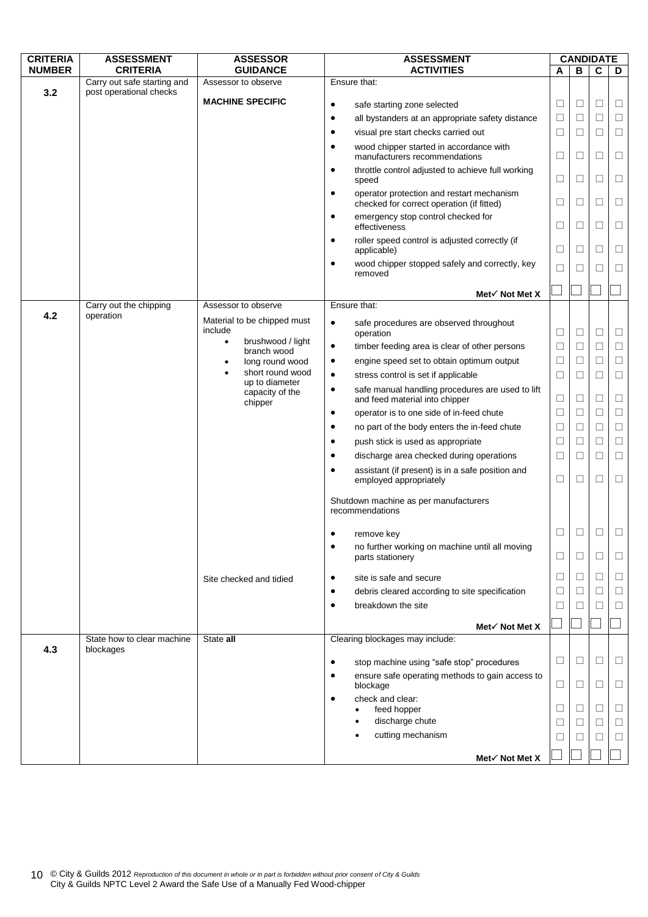| CRITERIA NUMBER | ASSESSMENT CRITERIA | ASSESSOR GUIDANCE | ASSESSMENT ACTIVITIES | CANDIDATE A | B | C | D |
|---|---|---|---|---|---|---|---|
| 3.2 | Carry out safe starting and post operational checks | Assessor to observe<br><br>**MACHINE SPECIFIC** | Ensure that: | | | | |
| | | | • safe starting zone selected | ☐ | ☐ | ☐ | ☐ |
| | | | • all bystanders at an appropriate safety distance | ☐ | ☐ | ☐ | ☐ |
| | | | • visual pre start checks carried out | ☐ | ☐ | ☐ | ☐ |
| | | | • wood chipper started in accordance with manufacturers recommendations | ☐ | ☐ | ☐ | ☐ |
| | | | • throttle control adjusted to achieve full working speed | ☐ | ☐ | ☐ | ☐ |
| | | | • operator protection and restart mechanism checked for correct operation (if fitted) | ☐ | ☐ | ☐ | ☐ |
| | | | • emergency stop control checked for effectiveness | ☐ | ☐ | ☐ | ☐ |
| | | | • roller speed control is adjusted correctly (if applicable) | ☐ | ☐ | ☐ | ☐ |
| | | | • wood chipper stopped safely and correctly, key removed | ☐ | ☐ | ☐ | ☐ |
| | | | **Met✓ Not Met X** | ☐ | ☐ | ☐ | ☐ |
| 4.2 | Carry out the chipping operation | Assessor to observe<br><br>Material to be chipped must include<br>• brushwood / light branch wood<br>• long round wood<br>• short round wood up to diameter capacity of the chipper | Ensure that: | | | | |
| | | | • safe procedures are observed throughout operation | ☐ | ☐ | ☐ | ☐ |
| | | | • timber feeding area is clear of other persons | ☐ | ☐ | ☐ | ☐ |
| | | | • engine speed set to obtain optimum output | ☐ | ☐ | ☐ | ☐ |
| | | | • stress control is set if applicable | ☐ | ☐ | ☐ | ☐ |
| | | | • safe manual handling procedures are used to lift and feed material into chipper | ☐ | ☐ | ☐ | ☐ |
| | | | • operator is to one side of in-feed chute | ☐ | ☐ | ☐ | ☐ |
| | | | • no part of the body enters the in-feed chute | ☐ | ☐ | ☐ | ☐ |
| | | | • push stick is used as appropriate | ☐ | ☐ | ☐ | ☐ |
| | | | • discharge area checked during operations | ☐ | ☐ | ☐ | ☐ |
| | | | • assistant (if present) is in a safe position and employed appropriately | ☐ | ☐ | ☐ | ☐ |
| | | | Shutdown machine as per manufacturers recommendations | | | | |
| | | | • remove key | ☐ | ☐ | ☐ | ☐ |
| | | | • no further working on machine until all moving parts stationery | ☐ | ☐ | ☐ | ☐ |
| | | Site checked and tidied | • site is safe and secure | ☐ | ☐ | ☐ | ☐ |
| | | | • debris cleared according to site specification | ☐ | ☐ | ☐ | ☐ |
| | | | • breakdown the site | ☐ | ☐ | ☐ | ☐ |
| | | | **Met✓ Not Met X** | ☐ | ☐ | ☐ | ☐ |
| 4.3 | State how to clear machine blockages | State **all** | Clearing blockages may include: | | | | |
| | | | • stop machine using "safe stop" procedures | ☐ | ☐ | ☐ | ☐ |
| | | | • ensure safe operating methods to gain access to blockage | ☐ | ☐ | ☐ | ☐ |
| | | | • check and clear:<br>  • feed hopper | ☐ | ☐ | ☐ | ☐ |
| | | | • discharge chute | ☐ | ☐ | ☐ | ☐ |
| | | | • cutting mechanism | ☐ | ☐ | ☐ | ☐ |
| | | | **Met✓ Not Met X** | ☐ | ☐ | ☐ | ☐ |

© City & Guilds 2012 *Reproduction of this document in whole or in part is forbidden without prior consent of City & Guilds*
City & Guilds NPTC Level 2 Award the Safe Use of a Manually Fed Wood-chipper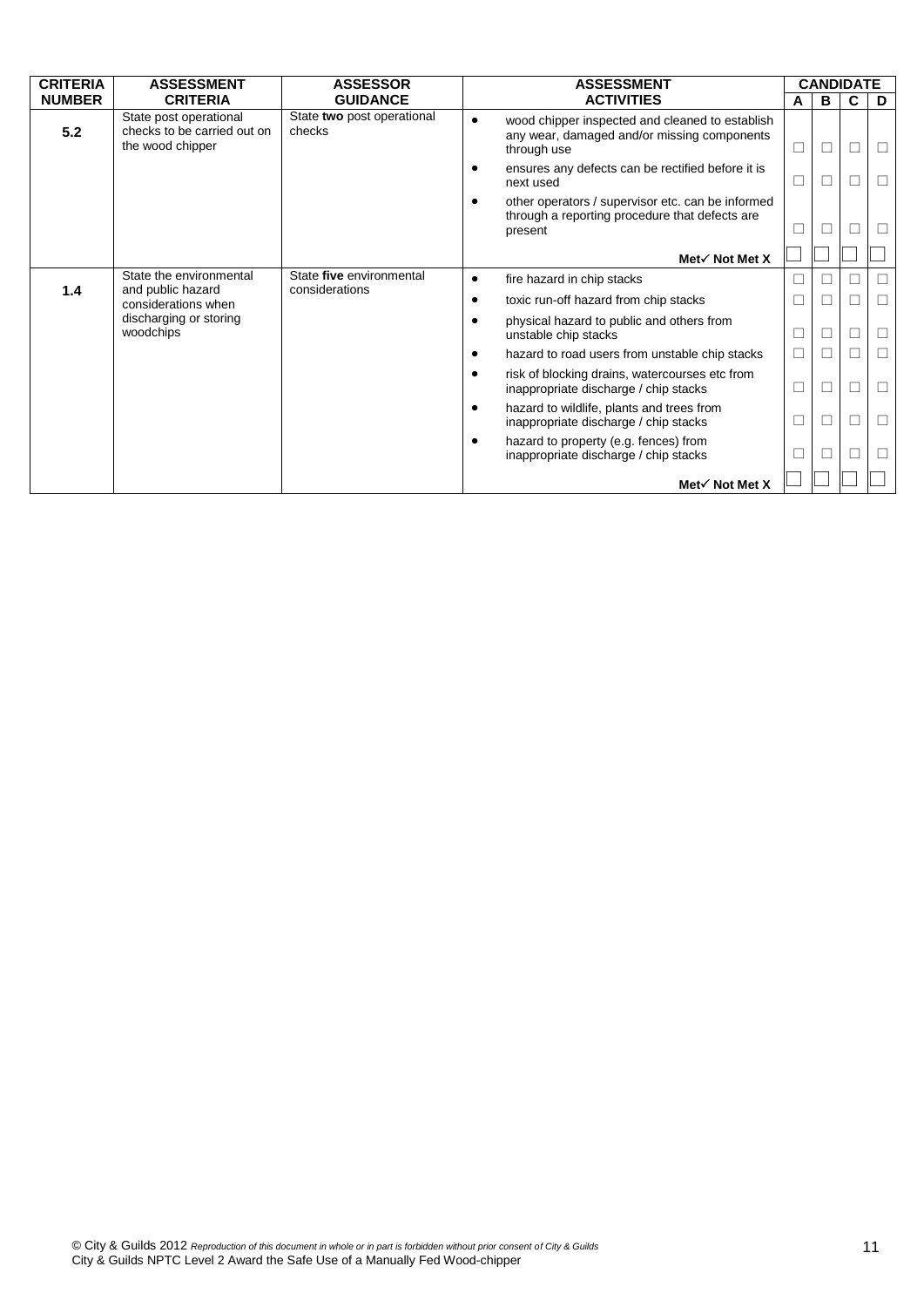| CRITERIA NUMBER | ASSESSMENT CRITERIA | ASSESSOR GUIDANCE | ASSESSMENT ACTIVITIES | CANDIDATE A | B | C | D |
|---|---|---|---|---|---|---|---|
| 5.2 | State post operational checks to be carried out on the wood chipper | State **two** post operational checks | • wood chipper inspected and cleaned to establish any wear, damaged and/or missing components through use | ☐ | ☐ | ☐ | ☐ |
| | | | • ensures any defects can be rectified before it is next used | ☐ | ☐ | ☐ | ☐ |
| | | | • other operators / supervisor etc. can be informed through a reporting procedure that defects are present | ☐ | ☐ | ☐ | ☐ |
| | | | **Met✓ Not Met X** | ☐ | ☐ | ☐ | ☐ |
| 1.4 | State the environmental and public hazard considerations when discharging or storing woodchips | State **five** environmental considerations | • fire hazard in chip stacks | ☐ | ☐ | ☐ | ☐ |
| | | | • toxic run-off hazard from chip stacks | ☐ | ☐ | ☐ | ☐ |
| | | | • physical hazard to public and others from unstable chip stacks | ☐ | ☐ | ☐ | ☐ |
| | | | • hazard to road users from unstable chip stacks | ☐ | ☐ | ☐ | ☐ |
| | | | • risk of blocking drains, watercourses etc from inappropriate discharge / chip stacks | ☐ | ☐ | ☐ | ☐ |
| | | | • hazard to wildlife, plants and trees from inappropriate discharge / chip stacks | ☐ | ☐ | ☐ | ☐ |
| | | | • hazard to property (e.g. fences) from inappropriate discharge / chip stacks | ☐ | ☐ | ☐ | ☐ |
| | | | **Met✓ Not Met X** | ☐ | ☐ | ☐ | ☐ |

© City & Guilds 2012 *Reproduction of this document in whole or in part is forbidden without prior consent of City & Guilds*
City & Guilds NPTC Level 2 Award the Safe Use of a Manually Fed Wood-chipper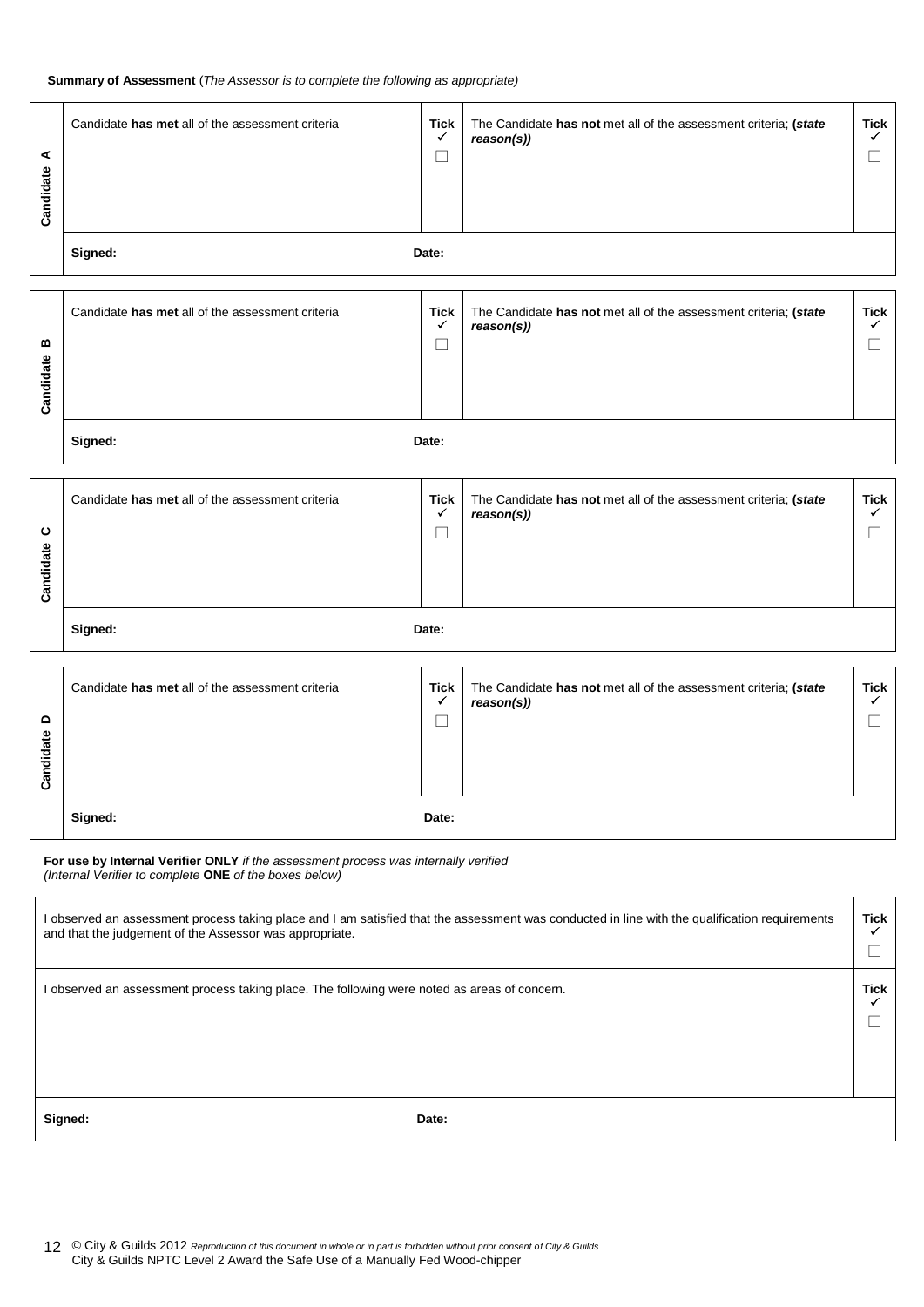**Summary of Assessment** (*The Assessor is to complete the following as appropriate*)

| | | | | |
|---|---|---|---|---|
| **Candidate A** | Candidate **has met** all of the assessment criteria | **Tick** ✓ ☐ | The Candidate **has not** met all of the assessment criteria; ***(state reason(s))*** | **Tick** ✓ ☐ |
| | **Signed:** | **Date:** | | |

| | | | | |
|---|---|---|---|---|
| **Candidate B** | Candidate **has met** all of the assessment criteria | **Tick** ✓ ☐ | The Candidate **has not** met all of the assessment criteria; ***(state reason(s))*** | **Tick** ✓ ☐ |
| | **Signed:** | **Date:** | | |

| | | | | |
|---|---|---|---|---|
| **Candidate C** | Candidate **has met** all of the assessment criteria | **Tick** ✓ ☐ | The Candidate **has not** met all of the assessment criteria; ***(state reason(s))*** | **Tick** ✓ ☐ |
| | **Signed:** | **Date:** | | |

| | | | | |
|---|---|---|---|---|
| **Candidate D** | Candidate **has met** all of the assessment criteria | **Tick** ✓ ☐ | The Candidate **has not** met all of the assessment criteria; ***(state reason(s))*** | **Tick** ✓ ☐ |
| | **Signed:** | **Date:** | | |

**For use by Internal Verifier ONLY** *if the assessment process was internally verified*
*(Internal Verifier to complete* **ONE** *of the boxes below)*

| | |
|---|---|
| I observed an assessment process taking place and I am satisfied that the assessment was conducted in line with the qualification requirements and that the judgement of the Assessor was appropriate. | **Tick** ✓ ☐ |
| I observed an assessment process taking place. The following were noted as areas of concern. | **Tick** ✓ ☐ |
| **Signed:** **Date:** | |

© City & Guilds 2012 *Reproduction of this document in whole or in part is forbidden without prior consent of City & Guilds*
City & Guilds NPTC Level 2 Award the Safe Use of a Manually Fed Wood-chipper